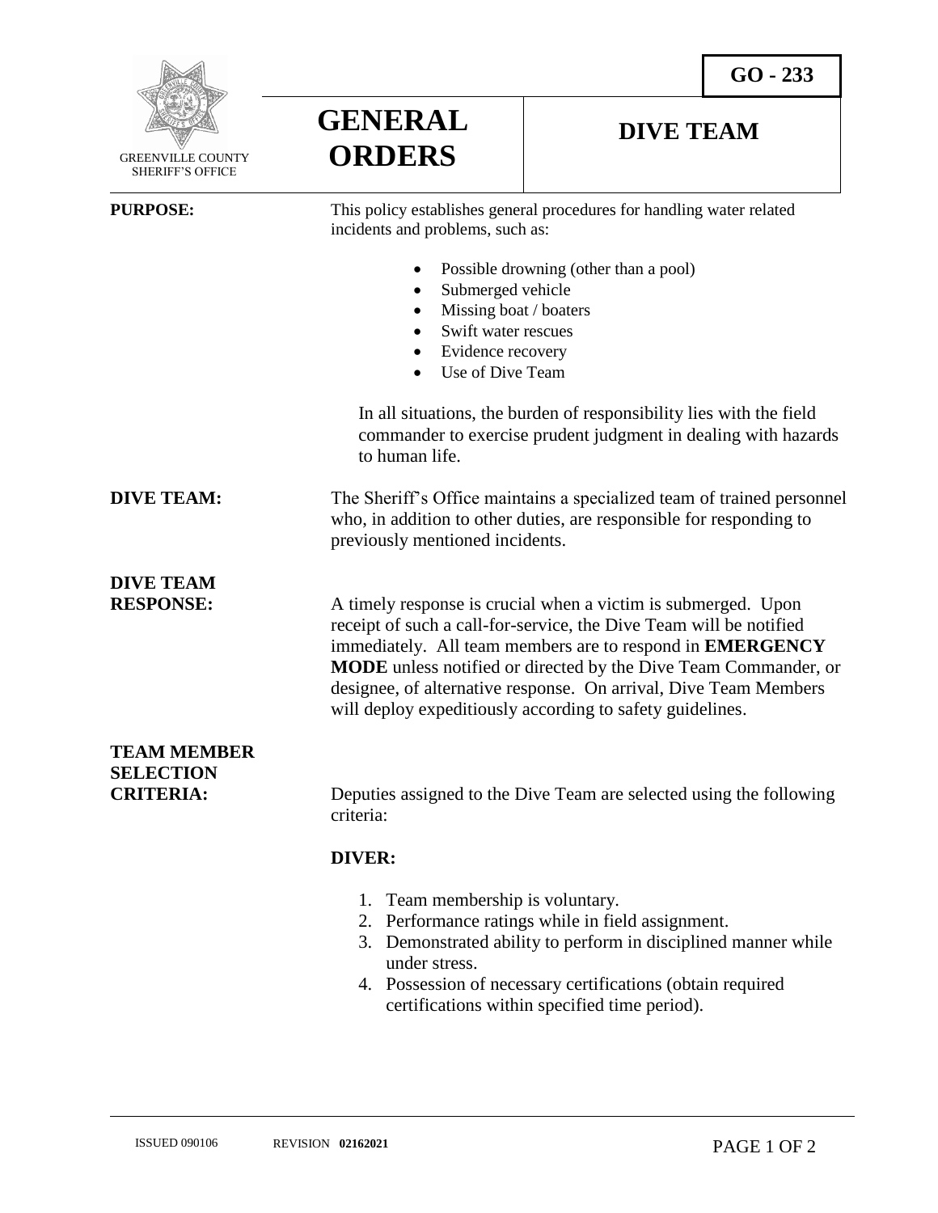GO - 233

GREENVILLE COUNTY SHERIFF'S OFFICE

# GENERAL ORDERS

# DIVE TEAM

**PURPOSE:**

This policy establishes general procedures for handling water related incidents and problems, such as:

- Possible drowning (other than a pool)
- Submerged vehicle
- Missing boat / boaters
- Swift water rescues
- Evidence recovery
- Use of Dive Team

In all situations, the burden of responsibility lies with the field commander to exercise prudent judgment in dealing with hazards to human life.

**DIVE TEAM:**

The Sheriff's Office maintains a specialized team of trained personnel who, in addition to other duties, are responsible for responding to previously mentioned incidents.

**DIVE TEAM RESPONSE:**

A timely response is crucial when a victim is submerged. Upon receipt of such a call-for-service, the Dive Team will be notified immediately. All team members are to respond in **EMERGENCY MODE** unless notified or directed by the Dive Team Commander, or designee, of alternative response. On arrival, Dive Team Members will deploy expeditiously according to safety guidelines.

**TEAM MEMBER SELECTION CRITERIA:**

Deputies assigned to the Dive Team are selected using the following criteria:

**DIVER:**

1. Team membership is voluntary.
2. Performance ratings while in field assignment.
3. Demonstrated ability to perform in disciplined manner while under stress.
4. Possession of necessary certifications (obtain required certifications within specified time period).

ISSUED 090106 REVISION **02162021**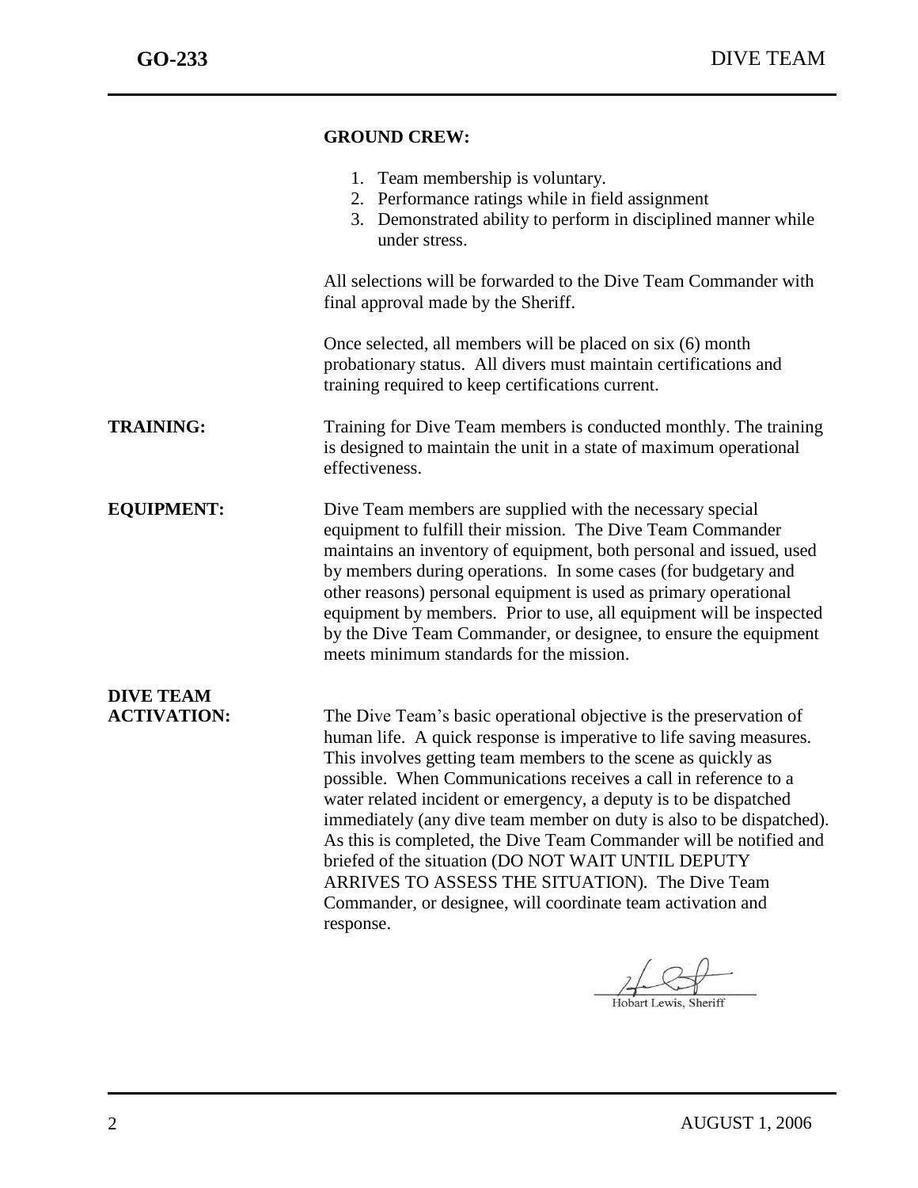**GROUND CREW:**

1. Team membership is voluntary.
2. Performance ratings while in field assignment
3. Demonstrated ability to perform in disciplined manner while under stress.

All selections will be forwarded to the Dive Team Commander with final approval made by the Sheriff.

Once selected, all members will be placed on six (6) month probationary status. All divers must maintain certifications and training required to keep certifications current.

**TRAINING:** Training for Dive Team members is conducted monthly. The training is designed to maintain the unit in a state of maximum operational effectiveness.

**EQUIPMENT:** Dive Team members are supplied with the necessary special equipment to fulfill their mission. The Dive Team Commander maintains an inventory of equipment, both personal and issued, used by members during operations. In some cases (for budgetary and other reasons) personal equipment is used as primary operational equipment by members. Prior to use, all equipment will be inspected by the Dive Team Commander, or designee, to ensure the equipment meets minimum standards for the mission.

**DIVE TEAM ACTIVATION:** The Dive Team's basic operational objective is the preservation of human life. A quick response is imperative to life saving measures. This involves getting team members to the scene as quickly as possible. When Communications receives a call in reference to a water related incident or emergency, a deputy is to be dispatched immediately (any dive team member on duty is also to be dispatched). As this is completed, the Dive Team Commander will be notified and briefed of the situation (DO NOT WAIT UNTIL DEPUTY ARRIVES TO ASSESS THE SITUATION). The Dive Team Commander, or designee, will coordinate team activation and response.

Hobart Lewis, Sheriff

AUGUST 1, 2006